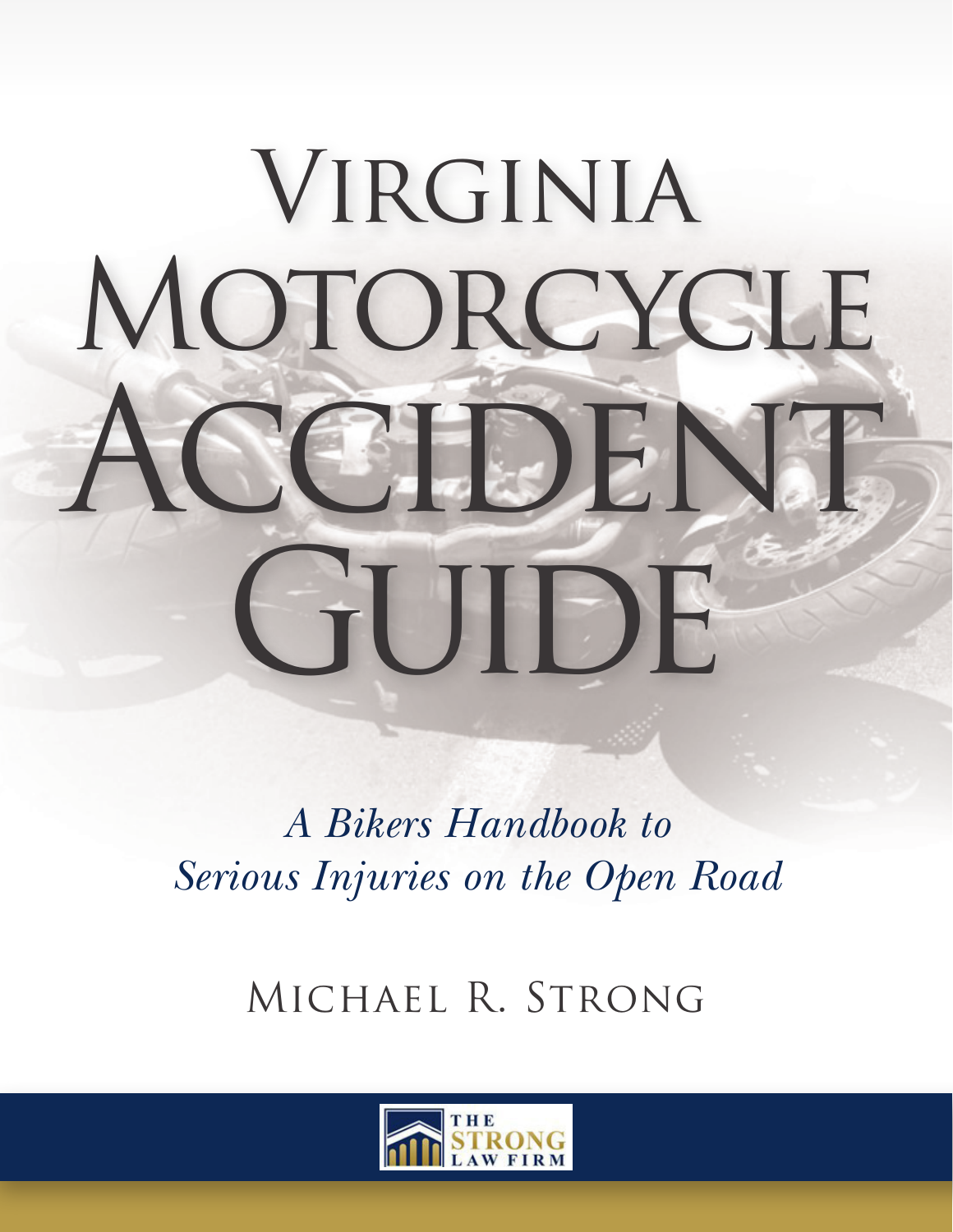# Virginia Motorcycle Accident Guide

*A Bikers Handbook to Serious Injuries on the Open Road*

Michael R. Strong

THE STRONG LAW FIRM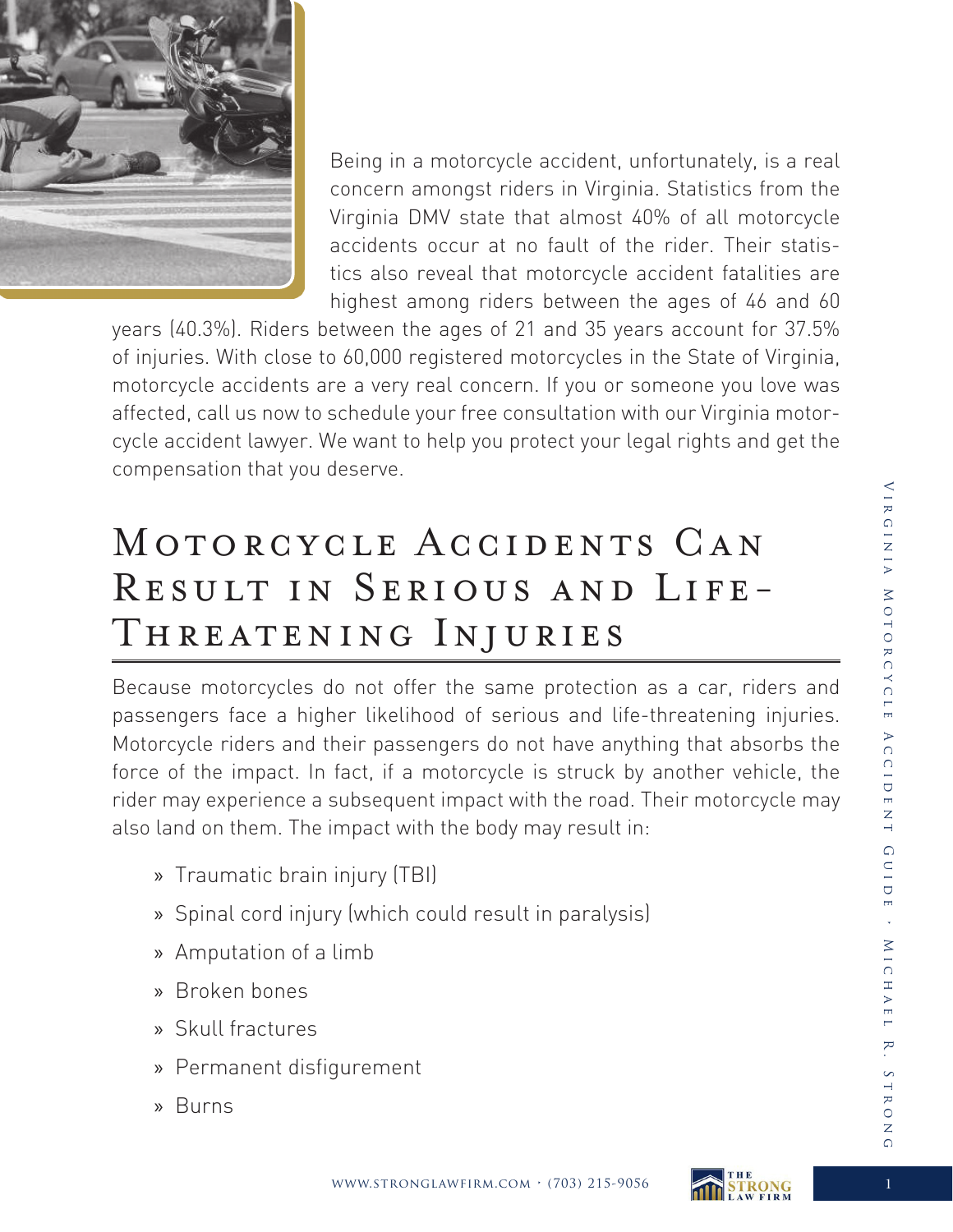Being in a motorcycle accident, unfortunately, is a real concern amongst riders in Virginia. Statistics from the Virginia DMV state that almost 40% of all motorcycle accidents occur at no fault of the rider. Their statistics also reveal that motorcycle accident fatalities are highest among riders between the ages of 46 and 60 years (40.3%). Riders between the ages of 21 and 35 years account for 37.5% of injuries. With close to 60,000 registered motorcycles in the State of Virginia, motorcycle accidents are a very real concern. If you or someone you love was affected, call us now to schedule your free consultation with our Virginia motorcycle accident lawyer. We want to help you protect your legal rights and get the compensation that you deserve.

# Motorcycle Accidents Can Result in Serious and Life-Threatening Injuries

Because motorcycles do not offer the same protection as a car, riders and passengers face a higher likelihood of serious and life-threatening injuries. Motorcycle riders and their passengers do not have anything that absorbs the force of the impact. In fact, if a motorcycle is struck by another vehicle, the rider may experience a subsequent impact with the road. Their motorcycle may also land on them. The impact with the body may result in:

- Traumatic brain injury (TBI)
- Spinal cord injury (which could result in paralysis)
- Amputation of a limb
- Broken bones
- Skull fractures
- Permanent disfigurement
- Burns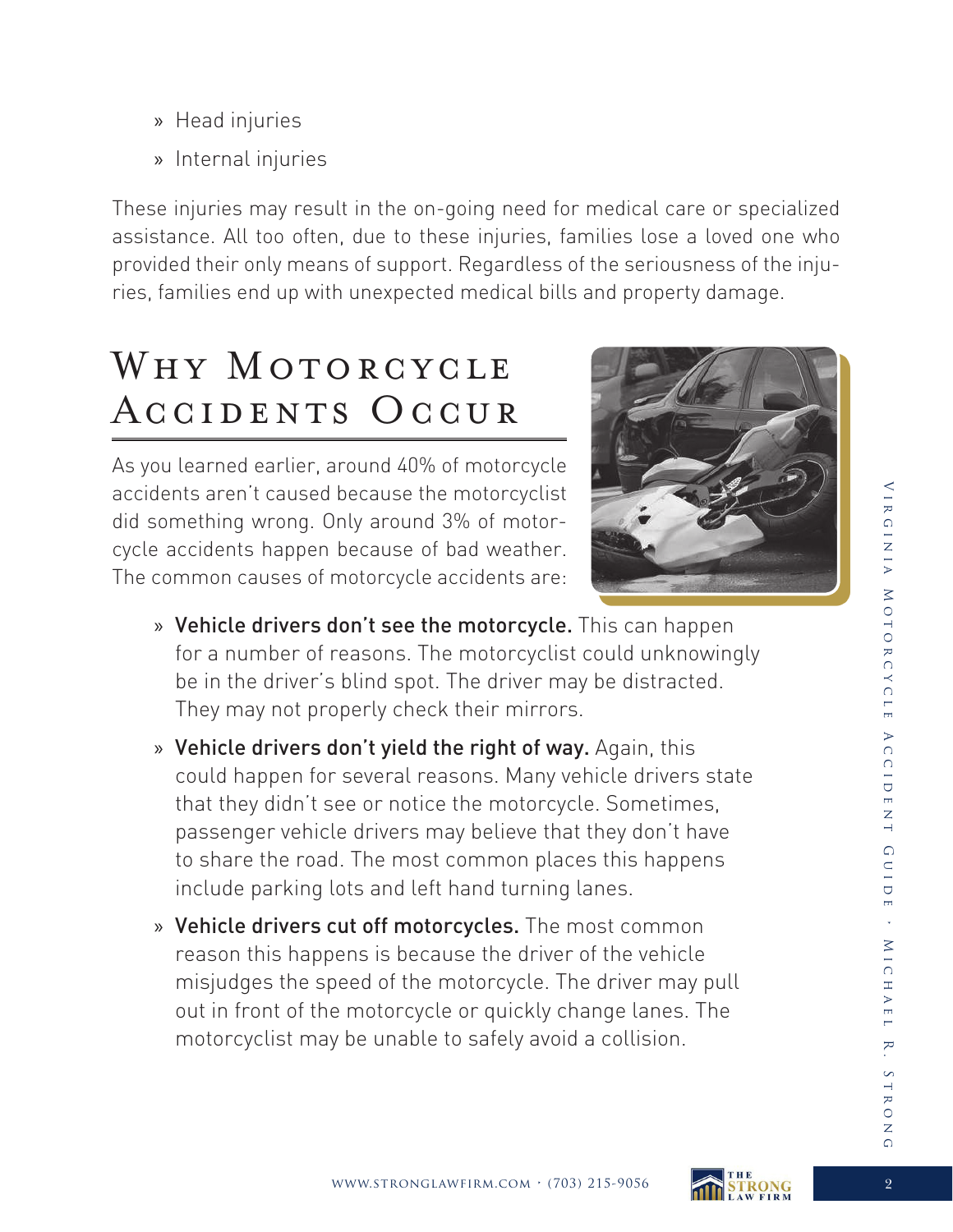- Head injuries
- Internal injuries

These injuries may result in the on-going need for medical care or specialized assistance. All too often, due to these injuries, families lose a loved one who provided their only means of support. Regardless of the seriousness of the injuries, families end up with unexpected medical bills and property damage.

## Why Motorcycle Accidents Occur

As you learned earlier, around 40% of motorcycle accidents aren't caused because the motorcyclist did something wrong. Only around 3% of motorcycle accidents happen because of bad weather. The common causes of motorcycle accidents are:

- **Vehicle drivers don't see the motorcycle.** This can happen for a number of reasons. The motorcyclist could unknowingly be in the driver's blind spot. The driver may be distracted. They may not properly check their mirrors.
- **Vehicle drivers don't yield the right of way.** Again, this could happen for several reasons. Many vehicle drivers state that they didn't see or notice the motorcycle. Sometimes, passenger vehicle drivers may believe that they don't have to share the road. The most common places this happens include parking lots and left hand turning lanes.
- **Vehicle drivers cut off motorcycles.** The most common reason this happens is because the driver of the vehicle misjudges the speed of the motorcycle. The driver may pull out in front of the motorcycle or quickly change lanes. The motorcyclist may be unable to safely avoid a collision.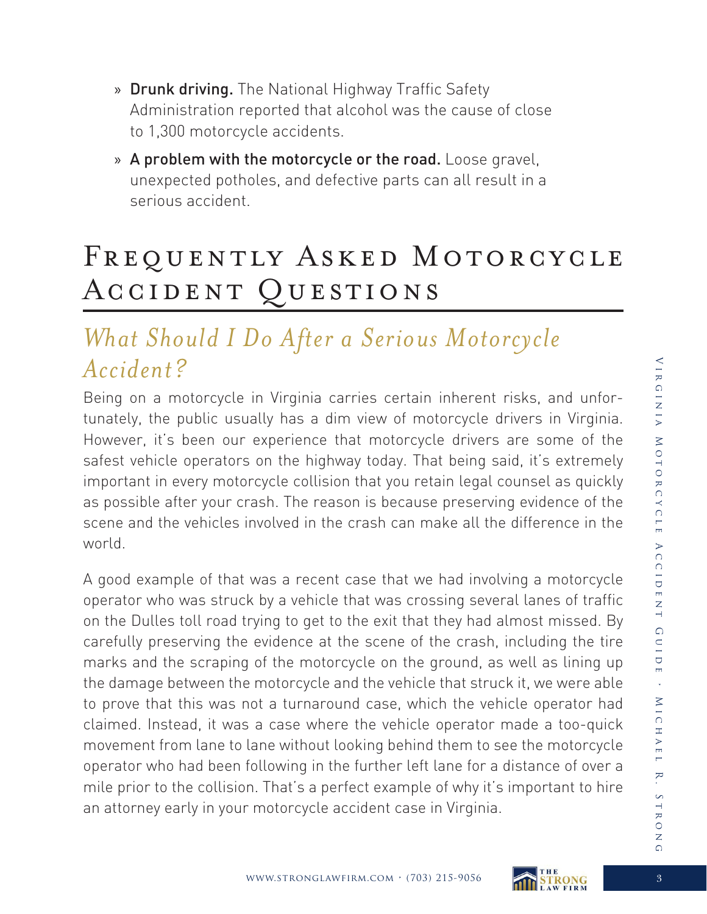- **Drunk driving.** The National Highway Traffic Safety Administration reported that alcohol was the cause of close to 1,300 motorcycle accidents.
- **A problem with the motorcycle or the road.** Loose gravel, unexpected potholes, and defective parts can all result in a serious accident.

# Frequently Asked Motorcycle Accident Questions

## *What Should I Do After a Serious Motorcycle Accident?*

Being on a motorcycle in Virginia carries certain inherent risks, and unfortunately, the public usually has a dim view of motorcycle drivers in Virginia. However, it's been our experience that motorcycle drivers are some of the safest vehicle operators on the highway today. That being said, it's extremely important in every motorcycle collision that you retain legal counsel as quickly as possible after your crash. The reason is because preserving evidence of the scene and the vehicles involved in the crash can make all the difference in the world.

A good example of that was a recent case that we had involving a motorcycle operator who was struck by a vehicle that was crossing several lanes of traffic on the Dulles toll road trying to get to the exit that they had almost missed. By carefully preserving the evidence at the scene of the crash, including the tire marks and the scraping of the motorcycle on the ground, as well as lining up the damage between the motorcycle and the vehicle that struck it, we were able to prove that this was not a turnaround case, which the vehicle operator had claimed. Instead, it was a case where the vehicle operator made a too-quick movement from lane to lane without looking behind them to see the motorcycle operator who had been following in the further left lane for a distance of over a mile prior to the collision. That's a perfect example of why it's important to hire an attorney early in your motorcycle accident case in Virginia.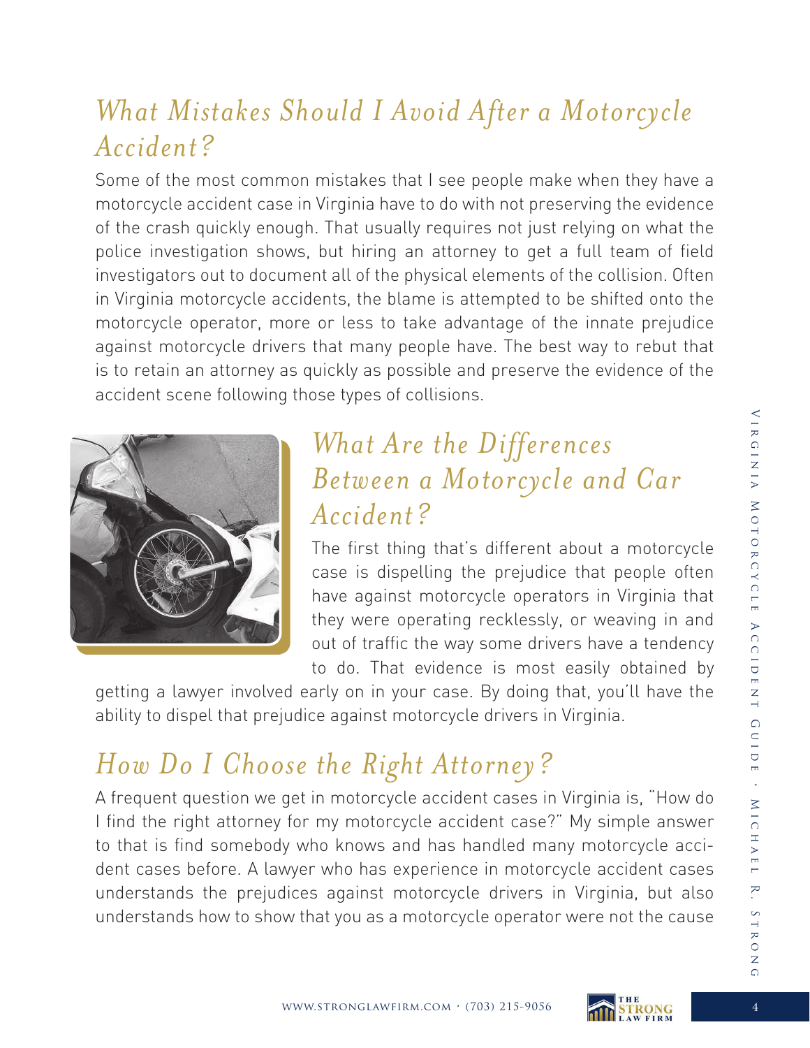## What Mistakes Should I Avoid After a Motorcycle Accident?

Some of the most common mistakes that I see people make when they have a motorcycle accident case in Virginia have to do with not preserving the evidence of the crash quickly enough. That usually requires not just relying on what the police investigation shows, but hiring an attorney to get a full team of field investigators out to document all of the physical elements of the collision. Often in Virginia motorcycle accidents, the blame is attempted to be shifted onto the motorcycle operator, more or less to take advantage of the innate prejudice against motorcycle drivers that many people have. The best way to rebut that is to retain an attorney as quickly as possible and preserve the evidence of the accident scene following those types of collisions.

## What Are the Differences Between a Motorcycle and Car Accident?

The first thing that's different about a motorcycle case is dispelling the prejudice that people often have against motorcycle operators in Virginia that they were operating recklessly, or weaving in and out of traffic the way some drivers have a tendency to do. That evidence is most easily obtained by getting a lawyer involved early on in your case. By doing that, you'll have the ability to dispel that prejudice against motorcycle drivers in Virginia.

## How Do I Choose the Right Attorney?

A frequent question we get in motorcycle accident cases in Virginia is, "How do I find the right attorney for my motorcycle accident case?" My simple answer to that is find somebody who knows and has handled many motorcycle accident cases before. A lawyer who has experience in motorcycle accident cases understands the prejudices against motorcycle drivers in Virginia, but also understands how to show that you as a motorcycle operator were not the cause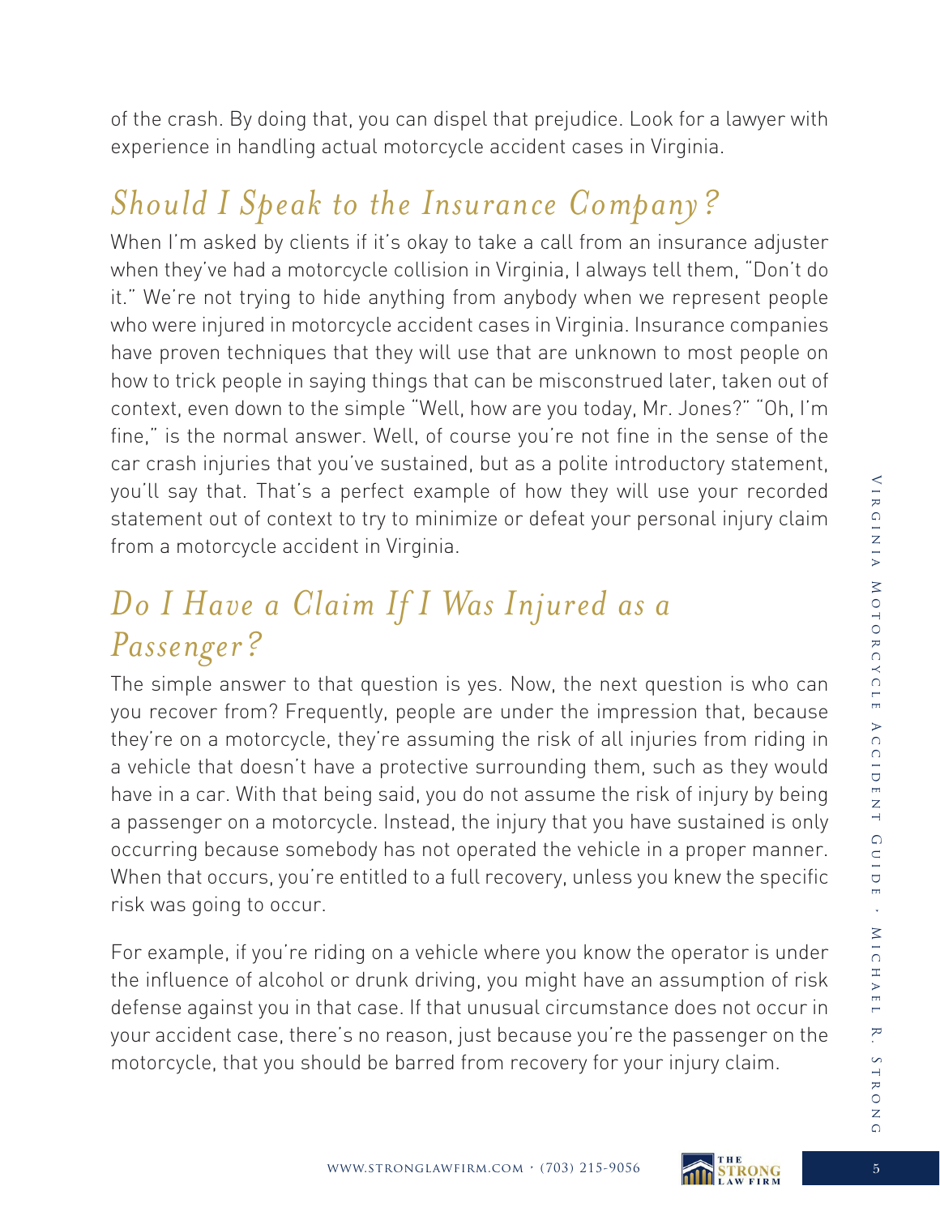of the crash. By doing that, you can dispel that prejudice. Look for a lawyer with experience in handling actual motorcycle accident cases in Virginia.

## *Should I Speak to the Insurance Company?*

When I'm asked by clients if it's okay to take a call from an insurance adjuster when they've had a motorcycle collision in Virginia, I always tell them, "Don't do it." We're not trying to hide anything from anybody when we represent people who were injured in motorcycle accident cases in Virginia. Insurance companies have proven techniques that they will use that are unknown to most people on how to trick people in saying things that can be misconstrued later, taken out of context, even down to the simple "Well, how are you today, Mr. Jones?" "Oh, I'm fine," is the normal answer. Well, of course you're not fine in the sense of the car crash injuries that you've sustained, but as a polite introductory statement, you'll say that. That's a perfect example of how they will use your recorded statement out of context to try to minimize or defeat your personal injury claim from a motorcycle accident in Virginia.

## *Do I Have a Claim If I Was Injured as a Passenger?*

The simple answer to that question is yes. Now, the next question is who can you recover from? Frequently, people are under the impression that, because they're on a motorcycle, they're assuming the risk of all injuries from riding in a vehicle that doesn't have a protective surrounding them, such as they would have in a car. With that being said, you do not assume the risk of injury by being a passenger on a motorcycle. Instead, the injury that you have sustained is only occurring because somebody has not operated the vehicle in a proper manner. When that occurs, you're entitled to a full recovery, unless you knew the specific risk was going to occur.

For example, if you're riding on a vehicle where you know the operator is under the influence of alcohol or drunk driving, you might have an assumption of risk defense against you in that case. If that unusual circumstance does not occur in your accident case, there's no reason, just because you're the passenger on the motorcycle, that you should be barred from recovery for your injury claim.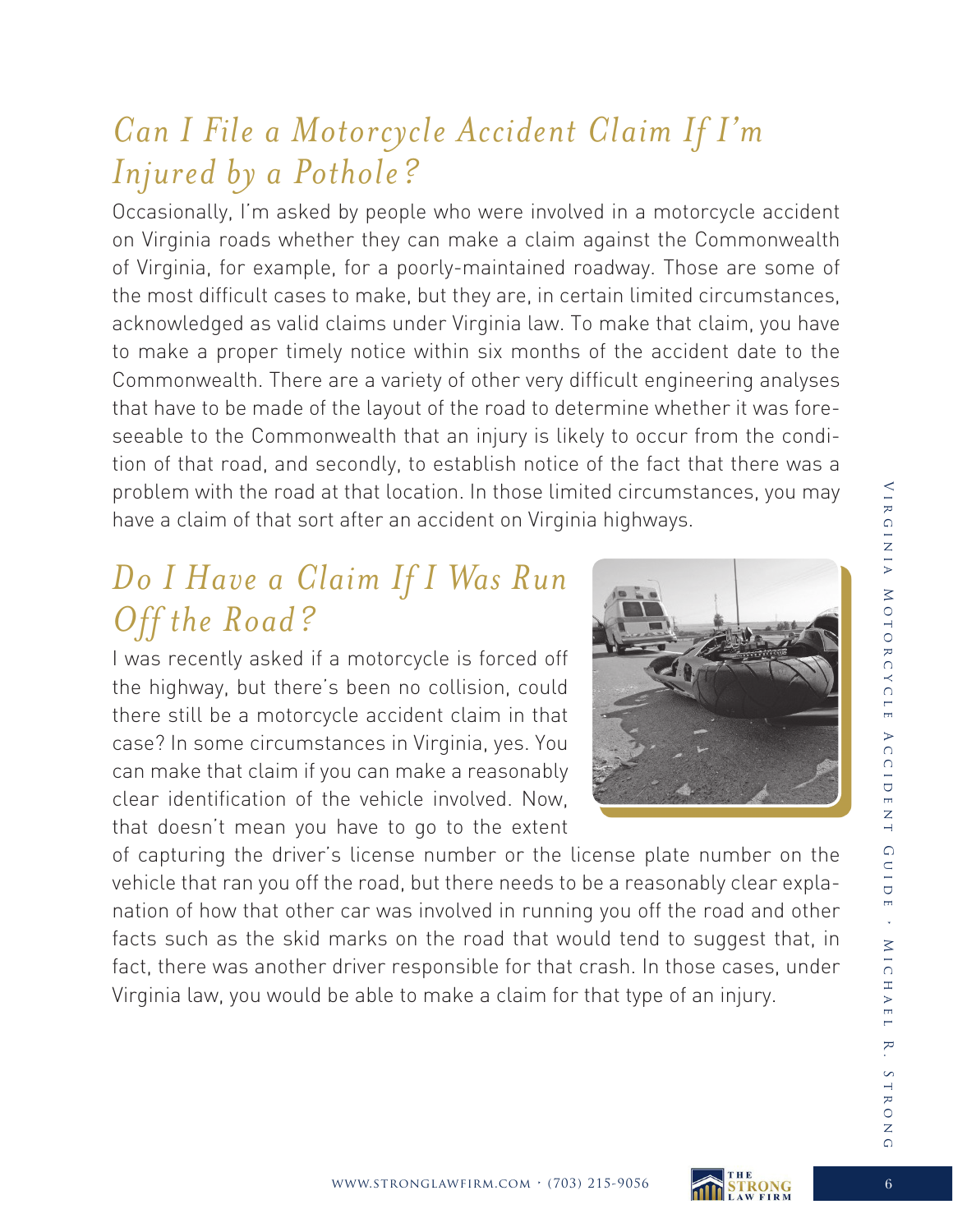## *Can I File a Motorcycle Accident Claim If I'm Injured by a Pothole?*

Occasionally, I'm asked by people who were involved in a motorcycle accident on Virginia roads whether they can make a claim against the Commonwealth of Virginia, for example, for a poorly-maintained roadway. Those are some of the most difficult cases to make, but they are, in certain limited circumstances, acknowledged as valid claims under Virginia law. To make that claim, you have to make a proper timely notice within six months of the accident date to the Commonwealth. There are a variety of other very difficult engineering analyses that have to be made of the layout of the road to determine whether it was foreseeable to the Commonwealth that an injury is likely to occur from the condition of that road, and secondly, to establish notice of the fact that there was a problem with the road at that location. In those limited circumstances, you may have a claim of that sort after an accident on Virginia highways.

## *Do I Have a Claim If I Was Run Off the Road?*

I was recently asked if a motorcycle is forced off the highway, but there's been no collision, could there still be a motorcycle accident claim in that case? In some circumstances in Virginia, yes. You can make that claim if you can make a reasonably clear identification of the vehicle involved. Now, that doesn't mean you have to go to the extent of capturing the driver's license number or the license plate number on the vehicle that ran you off the road, but there needs to be a reasonably clear explanation of how that other car was involved in running you off the road and other facts such as the skid marks on the road that would tend to suggest that, in fact, there was another driver responsible for that crash. In those cases, under Virginia law, you would be able to make a claim for that type of an injury.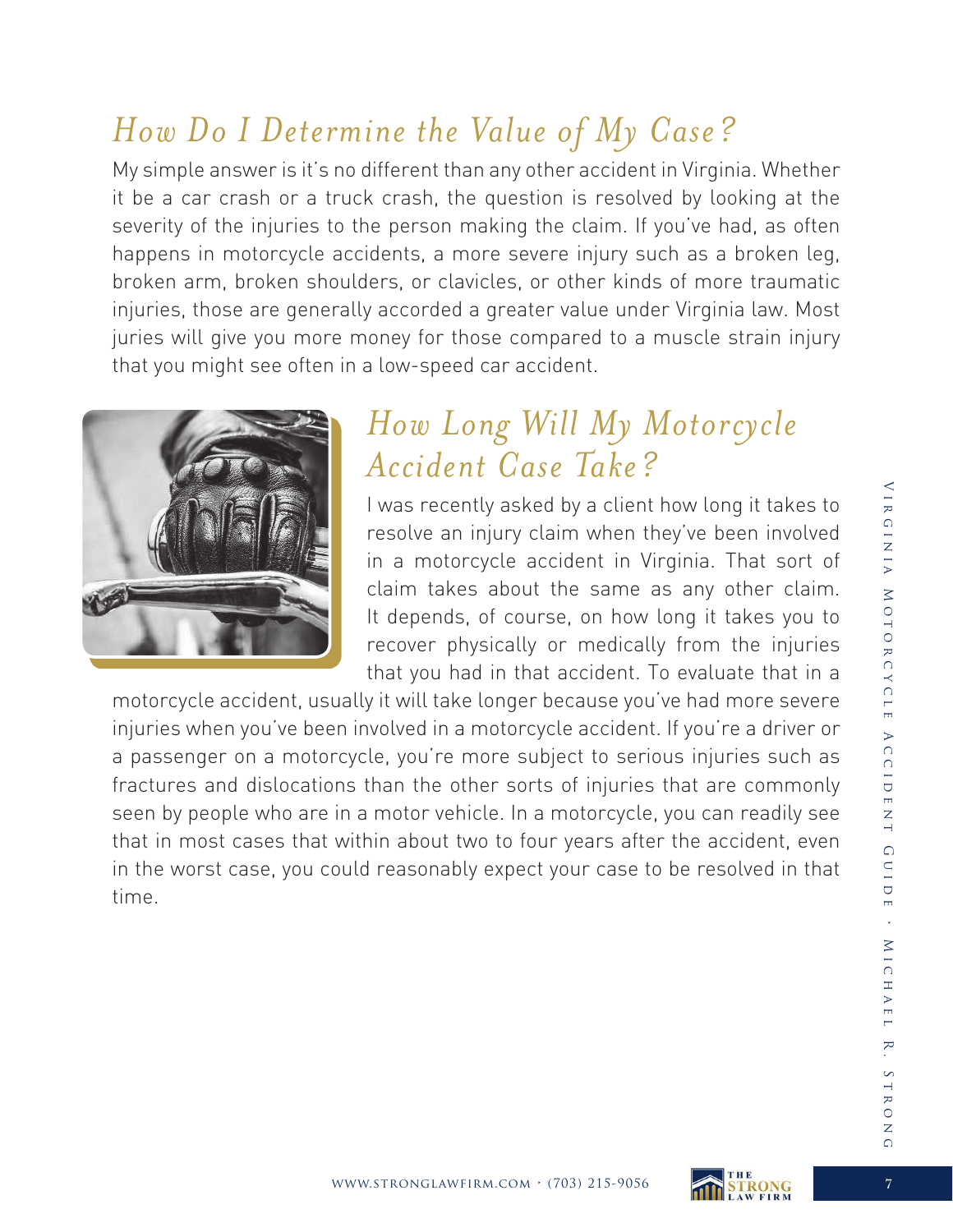## *How Do I Determine the Value of My Case?*

My simple answer is it's no different than any other accident in Virginia. Whether it be a car crash or a truck crash, the question is resolved by looking at the severity of the injuries to the person making the claim. If you've had, as often happens in motorcycle accidents, a more severe injury such as a broken leg, broken arm, broken shoulders, or clavicles, or other kinds of more traumatic injuries, those are generally accorded a greater value under Virginia law. Most juries will give you more money for those compared to a muscle strain injury that you might see often in a low-speed car accident.

## *How Long Will My Motorcycle Accident Case Take?*

I was recently asked by a client how long it takes to resolve an injury claim when they've been involved in a motorcycle accident in Virginia. That sort of claim takes about the same as any other claim. It depends, of course, on how long it takes you to recover physically or medically from the injuries that you had in that accident. To evaluate that in a motorcycle accident, usually it will take longer because you've had more severe injuries when you've been involved in a motorcycle accident. If you're a driver or a passenger on a motorcycle, you're more subject to serious injuries such as fractures and dislocations than the other sorts of injuries that are commonly seen by people who are in a motor vehicle. In a motorcycle, you can readily see that in most cases that within about two to four years after the accident, even in the worst case, you could reasonably expect your case to be resolved in that time.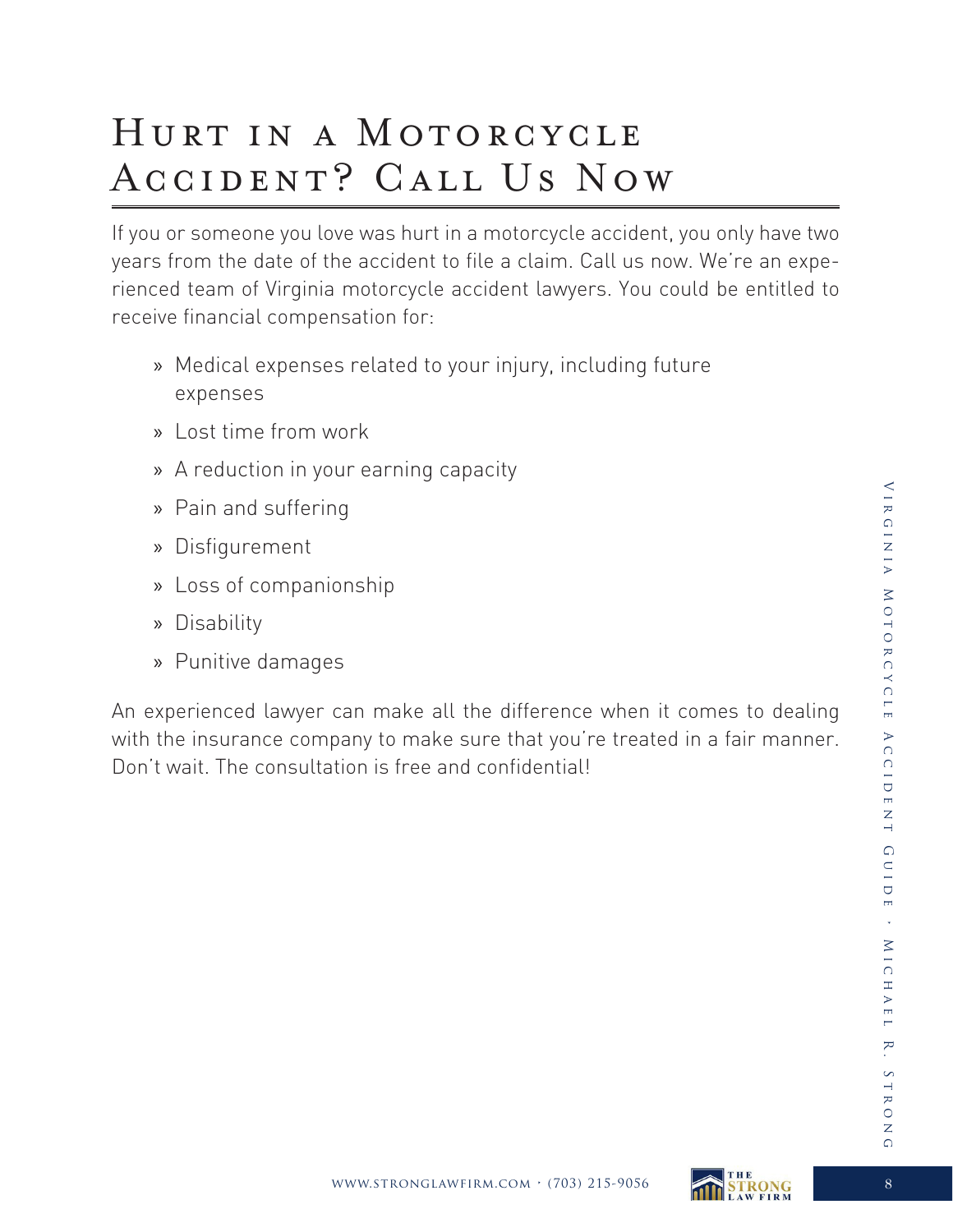# Hurt in a Motorcycle Accident? Call Us Now

If you or someone you love was hurt in a motorcycle accident, you only have two years from the date of the accident to file a claim. Call us now. We're an experienced team of Virginia motorcycle accident lawyers. You could be entitled to receive financial compensation for:

- Medical expenses related to your injury, including future expenses
- Lost time from work
- A reduction in your earning capacity
- Pain and suffering
- Disfigurement
- Loss of companionship
- Disability
- Punitive damages

An experienced lawyer can make all the difference when it comes to dealing with the insurance company to make sure that you're treated in a fair manner. Don't wait. The consultation is free and confidential!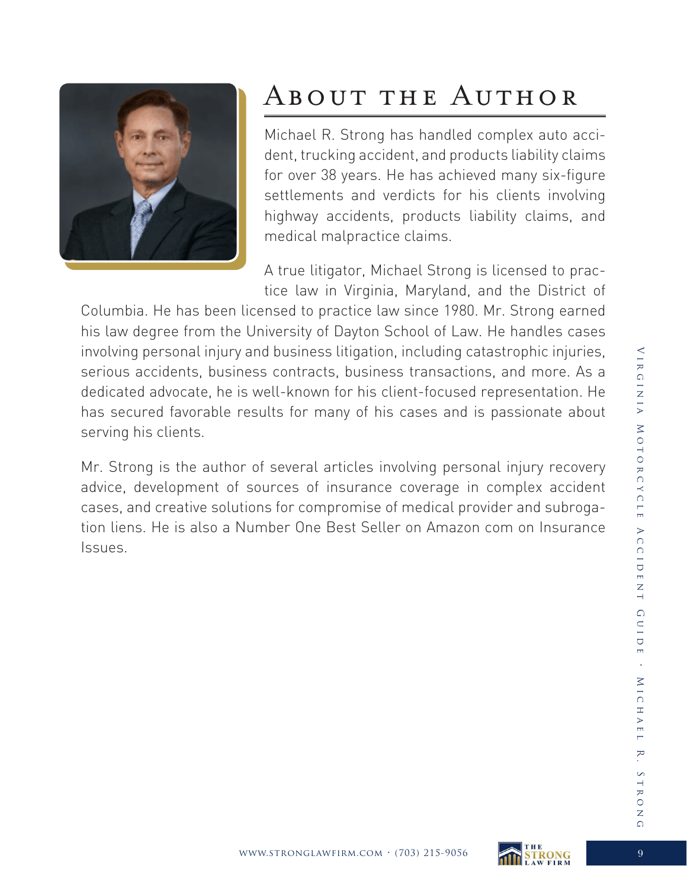# About the Author

Michael R. Strong has handled complex auto accident, trucking accident, and products liability claims for over 38 years. He has achieved many six-figure settlements and verdicts for his clients involving highway accidents, products liability claims, and medical malpractice claims.

A true litigator, Michael Strong is licensed to practice law in Virginia, Maryland, and the District of Columbia. He has been licensed to practice law since 1980. Mr. Strong earned his law degree from the University of Dayton School of Law. He handles cases involving personal injury and business litigation, including catastrophic injuries, serious accidents, business contracts, business transactions, and more. As a dedicated advocate, he is well-known for his client-focused representation. He has secured favorable results for many of his cases and is passionate about serving his clients.

Mr. Strong is the author of several articles involving personal injury recovery advice, development of sources of insurance coverage in complex accident cases, and creative solutions for compromise of medical provider and subrogation liens. He is also a Number One Best Seller on Amazon com on Insurance Issues.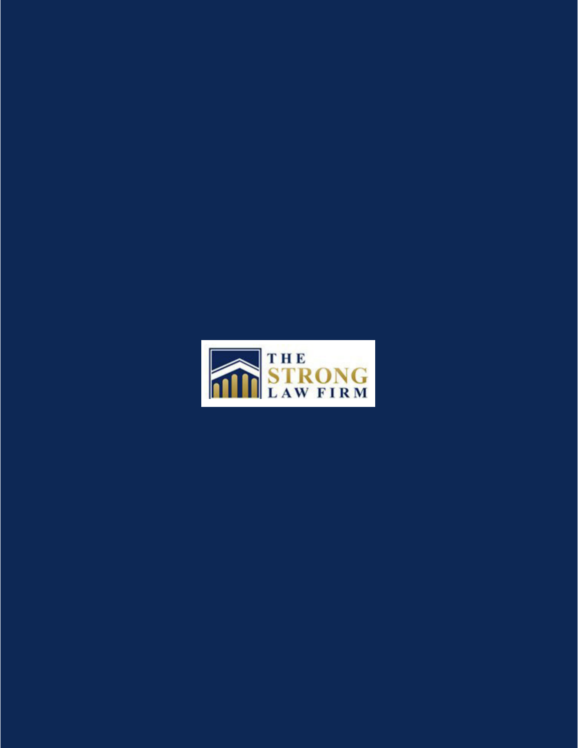THE STRONG LAW FIRM